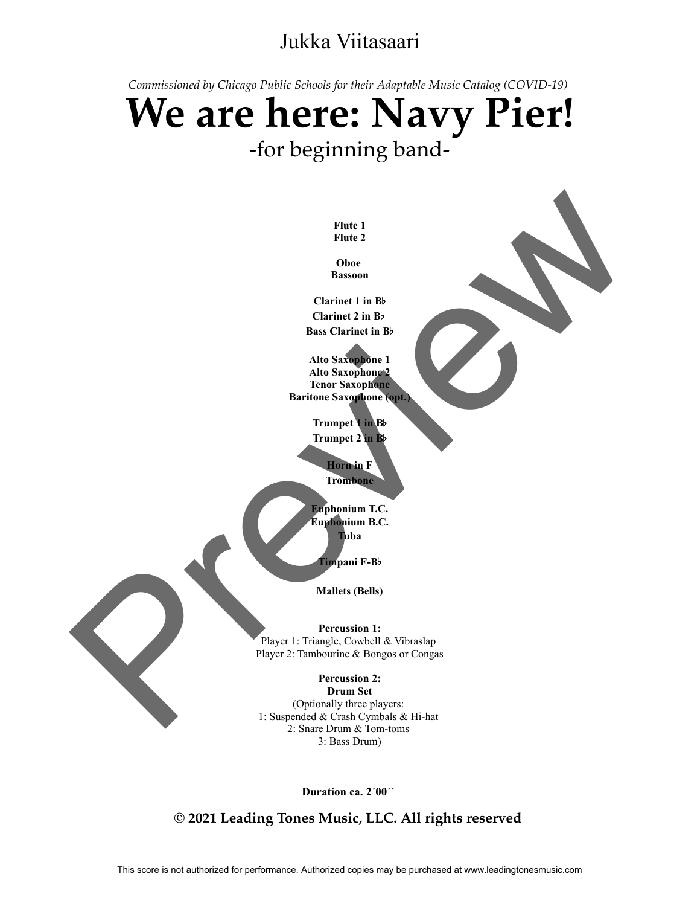Jukka Viitasaari

*Commissioned by Chicago Public Schools for their Adaptable Music Catalog (COVID-19)*

# We are here: Navy Pier!

-for beginning band-

**Flute 1**
**Flute 2**

**Oboe**
**Bassoon**

**Clarinet 1 in B♭**
**Clarinet 2 in B♭**
**Bass Clarinet in B♭**

**Alto Saxophone 1**
**Alto Saxophone 2**
**Tenor Saxophone**
**Baritone Saxophone (opt.)**

**Trumpet 1 in B♭**
**Trumpet 2 in B♭**

**Horn in F**
**Trombone**

**Euphonium T.C.**
**Euphonium B.C.**
**Tuba**

**Timpani F-B♭**

**Mallets (Bells)**

**Percussion 1:**
Player 1: Triangle, Cowbell & Vibraslap
Player 2: Tambourine & Bongos or Congas

**Percussion 2:**
**Drum Set**
(Optionally three players:
1: Suspended & Crash Cymbals & Hi-hat
2: Snare Drum & Tom-toms
3: Bass Drum)

**Duration ca. 2´00´´**

**© 2021 Leading Tones Music, LLC. All rights reserved**

This score is not authorized for performance. Authorized copies may be purchased at www.leadingtonesmusic.com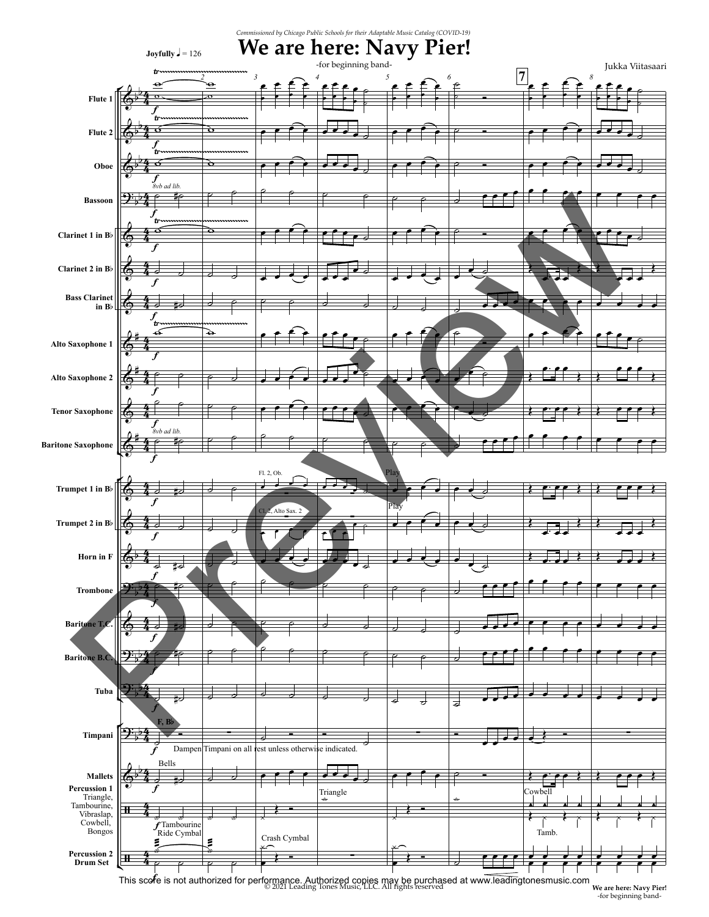*Commissioned by Chicago Public Schools for their Adaptable Music Catalog (COVID-19)*

# We are here: Navy Pier!

-for beginning band-

Jukka Viitasaari

**Joyfully** ♩ = 126

This score is not authorized for performance. Authorized copies may be purchased at www.leadingtonesmusic.com

© 2021 Leading Tones Music, LLC. All rights reserved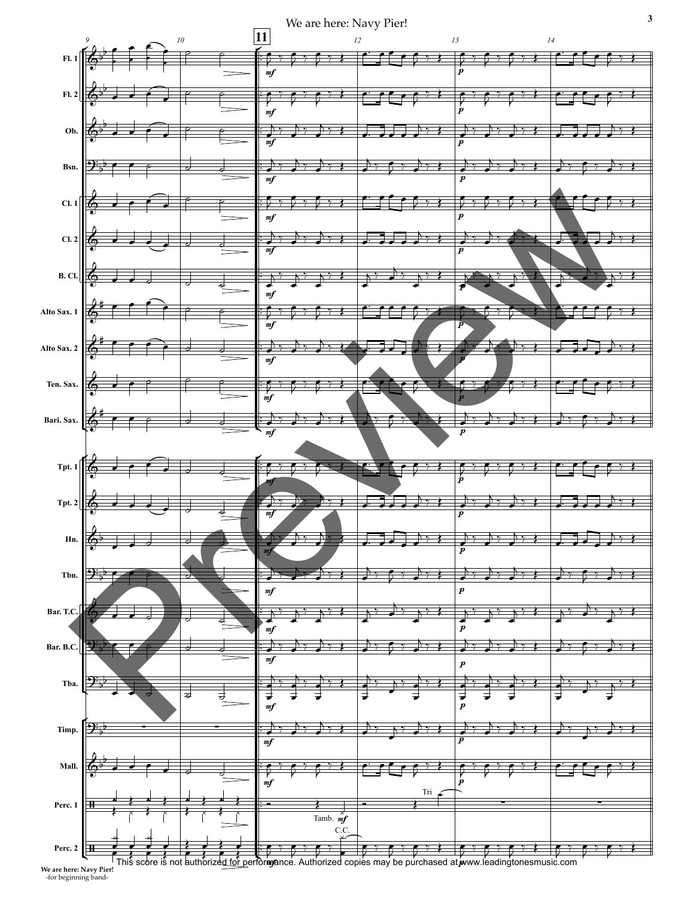# We are here: Navy Pier!

This score is not authorized for performance. Authorized copies may be purchased at www.leadingtonesmusic.com

We are here: Navy Pier!
-for beginning band-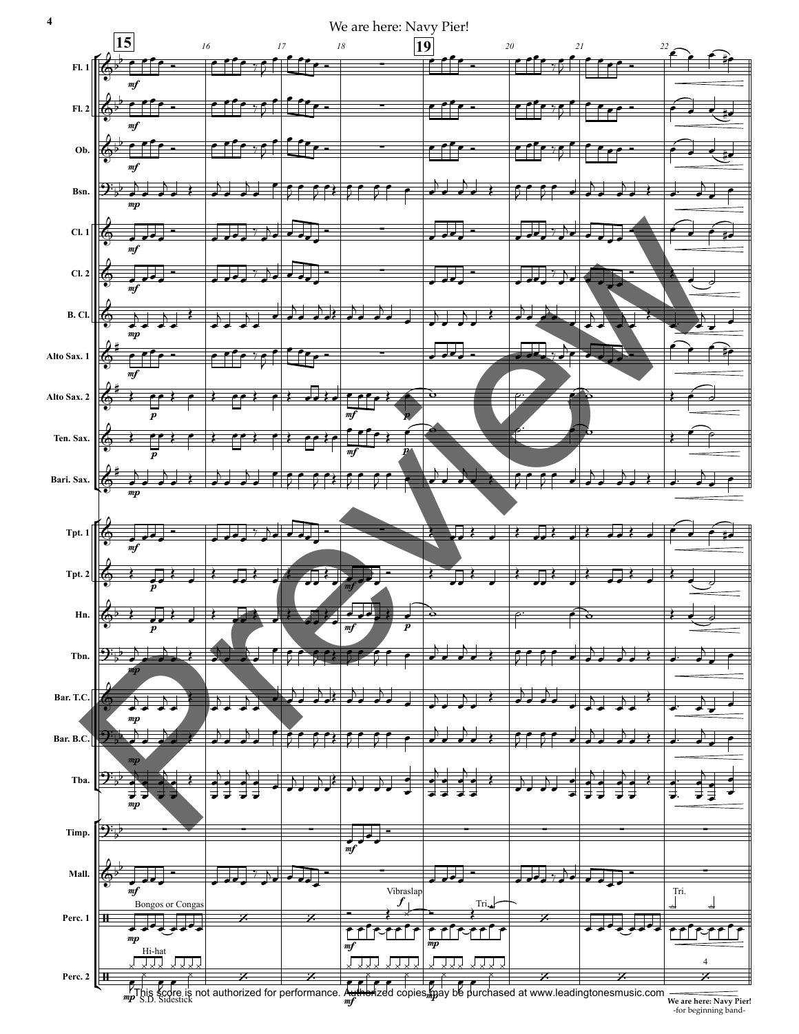# We are here: Navy Pier!

This score is not authorized for performance. Authorized copies may be purchased at www.leadingtonesmusic.com

**We are here: Navy Pier!**
-for beginning band-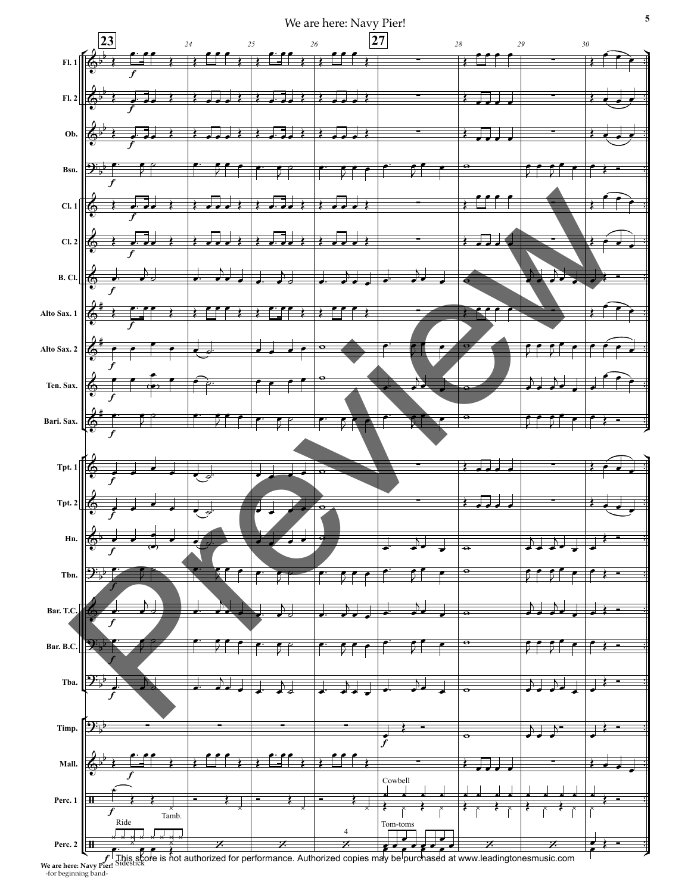This score is not authorized for performance. Authorized copies may be purchased at www.leadingtonesmusic.com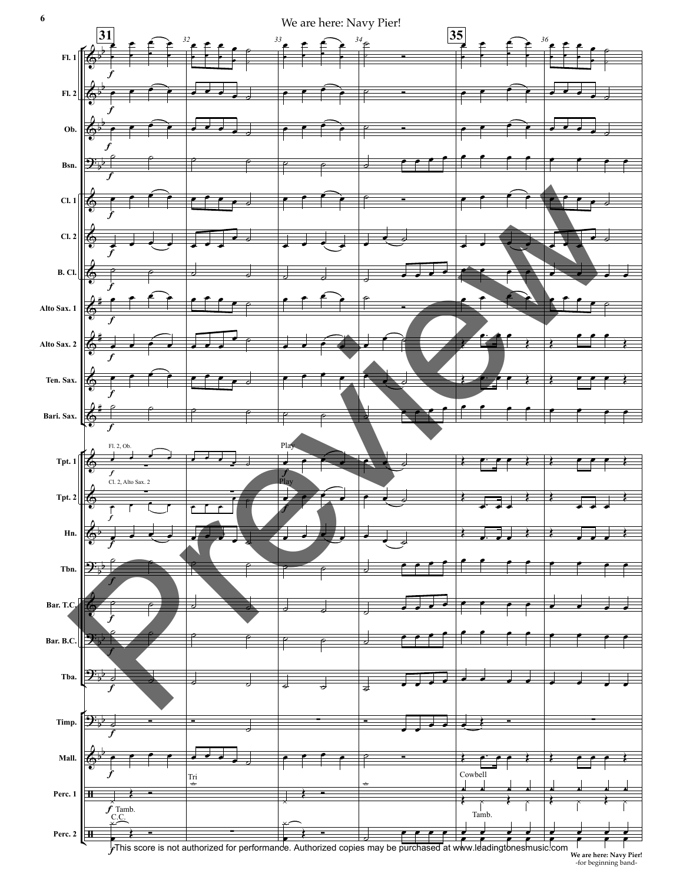This score is not authorized for performance. Authorized copies may be purchased at www.leadingtonesmusic.com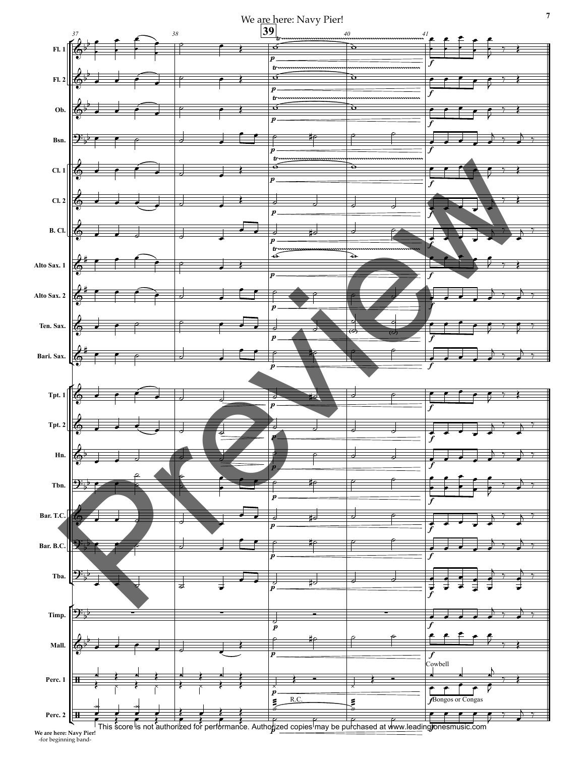This score is not authorized for performance. Authorized copies may be purchased at www.leadingtonesmusic.com